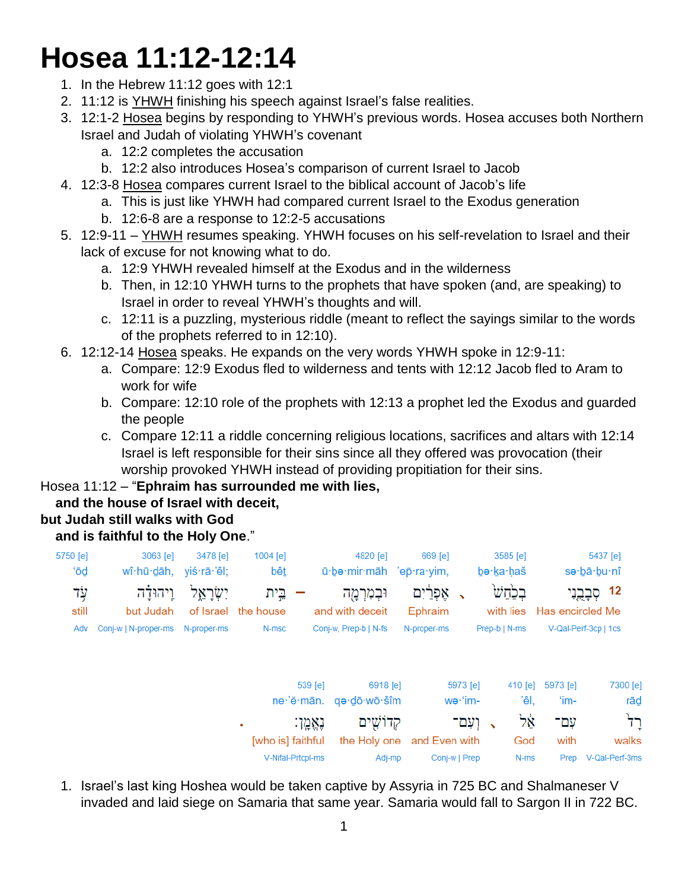# Hosea 11:12-12:14

1. In the Hebrew 11:12 goes with 12:1
2. 11:12 is YHWH finishing his speech against Israel's false realities.
3. 12:1-2 Hosea begins by responding to YHWH's previous words. Hosea accuses both Northern Israel and Judah of violating YHWH's covenant
   a. 12:2 completes the accusation
   b. 12:2 also introduces Hosea's comparison of current Israel to Jacob
4. 12:3-8 Hosea compares current Israel to the biblical account of Jacob's life
   a. This is just like YHWH had compared current Israel to the Exodus generation
   b. 12:6-8 are a response to 12:2-5 accusations
5. 12:9-11 – YHWH resumes speaking. YHWH focuses on his self-revelation to Israel and their lack of excuse for not knowing what to do.
   a. 12:9 YHWH revealed himself at the Exodus and in the wilderness
   b. Then, in 12:10 YHWH turns to the prophets that have spoken (and, are speaking) to Israel in order to reveal YHWH's thoughts and will.
   c. 12:11 is a puzzling, mysterious riddle (meant to reflect the sayings similar to the words of the prophets referred to in 12:10).
6. 12:12-14 Hosea speaks. He expands on the very words YHWH spoke in 12:9-11:
   a. Compare: 12:9 Exodus fled to wilderness and tents with 12:12 Jacob fled to Aram to work for wife
   b. Compare: 12:10 role of the prophets with 12:13 a prophet led the Exodus and guarded the people
   c. Compare 12:11 a riddle concerning religious locations, sacrifices and altars with 12:14 Israel is left responsible for their sins since all they offered was provocation (their worship provoked YHWH instead of providing propitiation for their sins.

Hosea 11:12 – "**Ephraim has surrounded me with lies,**
**and the house of Israel with deceit,**
**but Judah still walks with God**
**and is faithful to the Holy One.**"

| 5437 [e] | 3585 [e] | 669 [e] | 4820 [e] | 1004 [e] | 3478 [e] | 3063 [e] | 5750 [e] |
|---|---|---|---|---|---|---|---|
| sə·ḇā·ḇu·nî | ḇə·ḵa·ḥaš | ’ep̄·ra·yim, | ū·ḇə·mir·māh | bêṯ | yiś·rā·’êl; | wî·hū·ḏāh, | ‘ōḏ |
| 12 סְבָבֻ֤נִי | בְכַחַשׁ֙ ، | אֶפְרַ֔יִם | וּבְמִרְמָ֖ה – | בֵּ֣ית | יִשְׂרָאֵ֑ל | וִֽיהוּדָ֗ה | עֹ֥ד |
| Has encircled Me | with lies | Ephraim | and with deceit | the house | of Israel | but Judah | still |
| V-Qal-Perf-3cp \| 1cs | Prep-b \| N-ms | N-proper-ms | Conj-w, Prep-b \| N-fs | N-msc | N-proper-ms | Conj-w \| N-proper-ms | Adv |

| 7300 [e] | 5973 [e] | 410 [e] | 5973 [e] | 6918 [e] | 539 [e] |
|---|---|---|---|---|---|
| rāḏ | ‘im- | ’êl, | wə·‘im- | qə·ḏō·wō·šîm | ne·’ĕ·mān. |
| רָד֙ | עִם־ | אֵ֔ל ، | וְעִם־ | קְדוֹשִׁ֖ים | נֶאֱמָֽן׃ . |
| walks | with | God | and Even with | the Holy one | [who is] faithful |
| V-Qal-Perf-3ms | Prep | N-ms | Conj-w \| Prep | Adj-mp | V-Nifal-Prtcpl-ms |

1. Israel's last king Hoshea would be taken captive by Assyria in 725 BC and Shalmaneser V invaded and laid siege on Samaria that same year. Samaria would fall to Sargon II in 722 BC.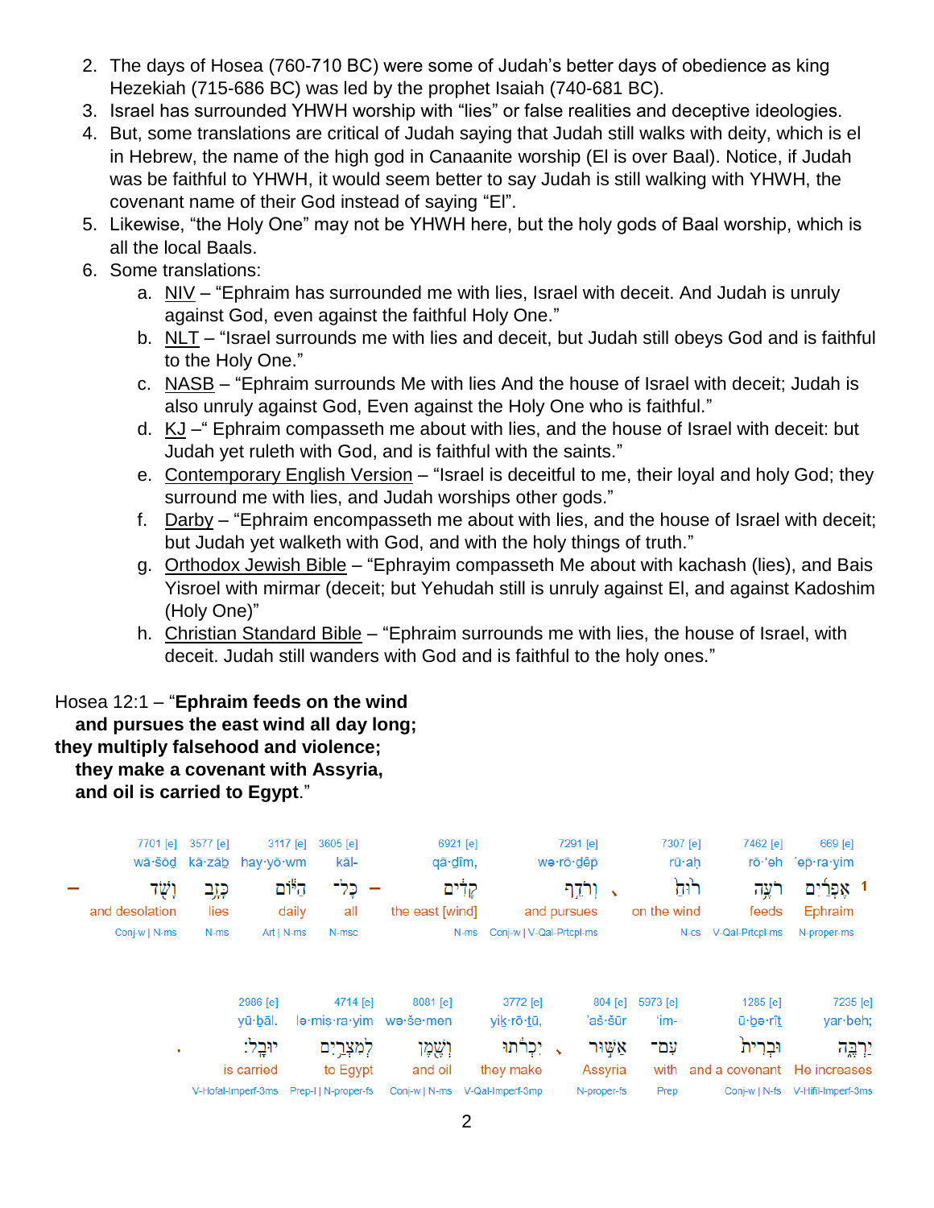2. The days of Hosea (760-710 BC) were some of Judah's better days of obedience as king Hezekiah (715-686 BC) was led by the prophet Isaiah (740-681 BC).
3. Israel has surrounded YHWH worship with "lies" or false realities and deceptive ideologies.
4. But, some translations are critical of Judah saying that Judah still walks with deity, which is el in Hebrew, the name of the high god in Canaanite worship (El is over Baal). Notice, if Judah was be faithful to YHWH, it would seem better to say Judah is still walking with YHWH, the covenant name of their God instead of saying "El".
5. Likewise, "the Holy One" may not be YHWH here, but the holy gods of Baal worship, which is all the local Baals.
6. Some translations:
   a. NIV – "Ephraim has surrounded me with lies, Israel with deceit. And Judah is unruly against God, even against the faithful Holy One."
   b. NLT – "Israel surrounds me with lies and deceit, but Judah still obeys God and is faithful to the Holy One."
   c. NASB – "Ephraim surrounds Me with lies And the house of Israel with deceit; Judah is also unruly against God, Even against the Holy One who is faithful."
   d. KJ –" Ephraim compasseth me about with lies, and the house of Israel with deceit: but Judah yet ruleth with God, and is faithful with the saints."
   e. Contemporary English Version – "Israel is deceitful to me, their loyal and holy God; they surround me with lies, and Judah worships other gods."
   f. Darby – "Ephraim encompasseth me about with lies, and the house of Israel with deceit; but Judah yet walketh with God, and with the holy things of truth."
   g. Orthodox Jewish Bible – "Ephrayim compasseth Me about with kachash (lies), and Bais Yisroel with mirmar (deceit; but Yehudah still is unruly against El, and against Kadoshim (Holy One)"
   h. Christian Standard Bible – "Ephraim surrounds me with lies, the house of Israel, with deceit. Judah still wanders with God and is faithful to the holy ones."

Hosea 12:1 – "**Ephraim feeds on the wind
and pursues the east wind all day long;
they multiply falsehood and violence;
they make a covenant with Assyria,
and oil is carried to Egypt**."

| 669 [e] | 7462 [e] | 7307 [e] | 7291 [e] | 6921 [e] | 3605 [e] | 3117 [e] | 3577 [e] | 7701 [e] |
|---|---|---|---|---|---|---|---|---|
| 'ep̄·ra·yim | rō·'eh | rū·aḥ | wə·rō·ḏêp̄ | qā·ḏîm, | kāl- | hay·yō·wm | kā·zāḇ | wā·šōḏ |
| 1 אֶפְרַ֫יִם | רֹעֶ֥ה | ר֙וּחַ֙ | וְרֹדֵ֣ף | קָדִ֔ים – | כָּל־ | הַיּ֕וֹם | כָּזָ֥ב | וָשֹׁ֖ד – |
| Ephraim | feeds | on the wind | and pursues | the east [wind] | all | daily | lies | and desolation |
| N-proper-ms | V-Qal-Prtcpl-ms | N-cs | Conj-w \| V-Qal-Prtcpl-ms | N-ms | N-msc | Art \| N-ms | N-ms | Conj-w \| N-ms |

| 7235 [e] | 1285 [e] | 5973 [e] | 804 [e] | 3772 [e] | 8081 [e] | 4714 [e] | 2986 [e] |
|---|---|---|---|---|---|---|---|
| yar·beh; | ū·ḇə·rîṯ | 'im- | 'aš·šūr | yiḵ·rō·ṯū, | wə·še·men | lə·miṣ·ra·yim | yū·ḇāl. |
| יַרְבֶּ֑ה | וּבְרִית֙ | עִם־ | אַשּׁ֣וּר | יִכְרֹ֔תוּ | וְשֶׁ֖מֶן | לְמִצְרַ֥יִם | יוּבָֽל׃ |
| He increases | and a covenant | with | Assyria | they make | and oil | to Egypt | is carried |
| V-Hifil-Imperf-3ms | Conj-w \| N-fs | Prep | N-proper-fs | V-Qal-Imperf-3mp | Conj-w \| N-ms | Prep-l \| N-proper-fs | V-Hofal-Imperf-3ms |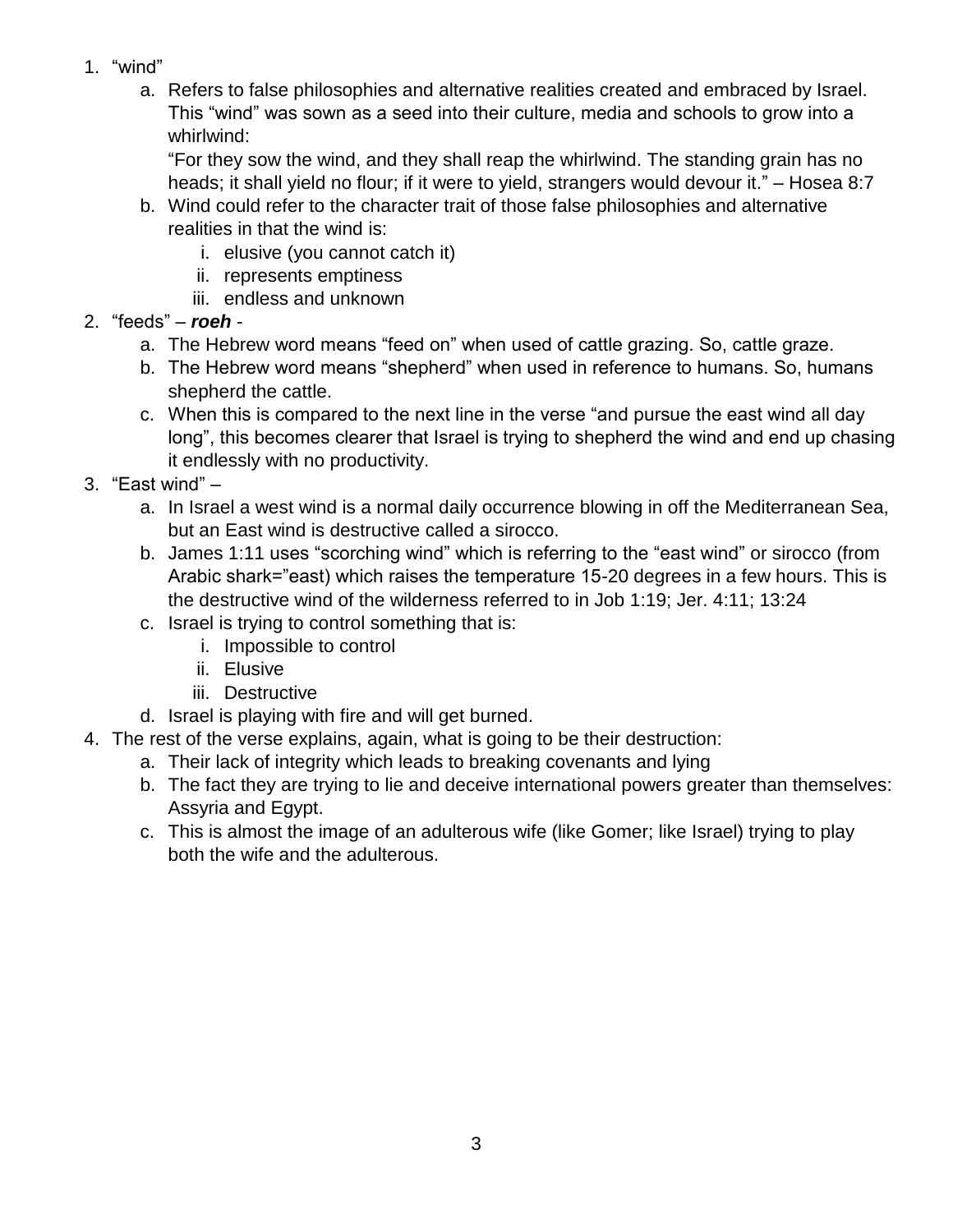1. “wind”
    a. Refers to false philosophies and alternative realities created and embraced by Israel. This “wind” was sown as a seed into their culture, media and schools to grow into a whirlwind:
    “For they sow the wind, and they shall reap the whirlwind. The standing grain has no heads; it shall yield no flour; if it were to yield, strangers would devour it.” – Hosea 8:7
    b. Wind could refer to the character trait of those false philosophies and alternative realities in that the wind is:
        i. elusive (you cannot catch it)
        ii. represents emptiness
        iii. endless and unknown
2. “feeds” – ***roeh*** -
    a. The Hebrew word means “feed on” when used of cattle grazing. So, cattle graze.
    b. The Hebrew word means “shepherd” when used in reference to humans. So, humans shepherd the cattle.
    c. When this is compared to the next line in the verse “and pursue the east wind all day long”, this becomes clearer that Israel is trying to shepherd the wind and end up chasing it endlessly with no productivity.
3. “East wind” –
    a. In Israel a west wind is a normal daily occurrence blowing in off the Mediterranean Sea, but an East wind is destructive called a sirocco.
    b. James 1:11 uses “scorching wind” which is referring to the “east wind” or sirocco (from Arabic shark=”east) which raises the temperature 15-20 degrees in a few hours. This is the destructive wind of the wilderness referred to in Job 1:19; Jer. 4:11; 13:24
    c. Israel is trying to control something that is:
        i. Impossible to control
        ii. Elusive
        iii. Destructive
    d. Israel is playing with fire and will get burned.
4. The rest of the verse explains, again, what is going to be their destruction:
    a. Their lack of integrity which leads to breaking covenants and lying
    b. The fact they are trying to lie and deceive international powers greater than themselves: Assyria and Egypt.
    c. This is almost the image of an adulterous wife (like Gomer; like Israel) trying to play both the wife and the adulterous.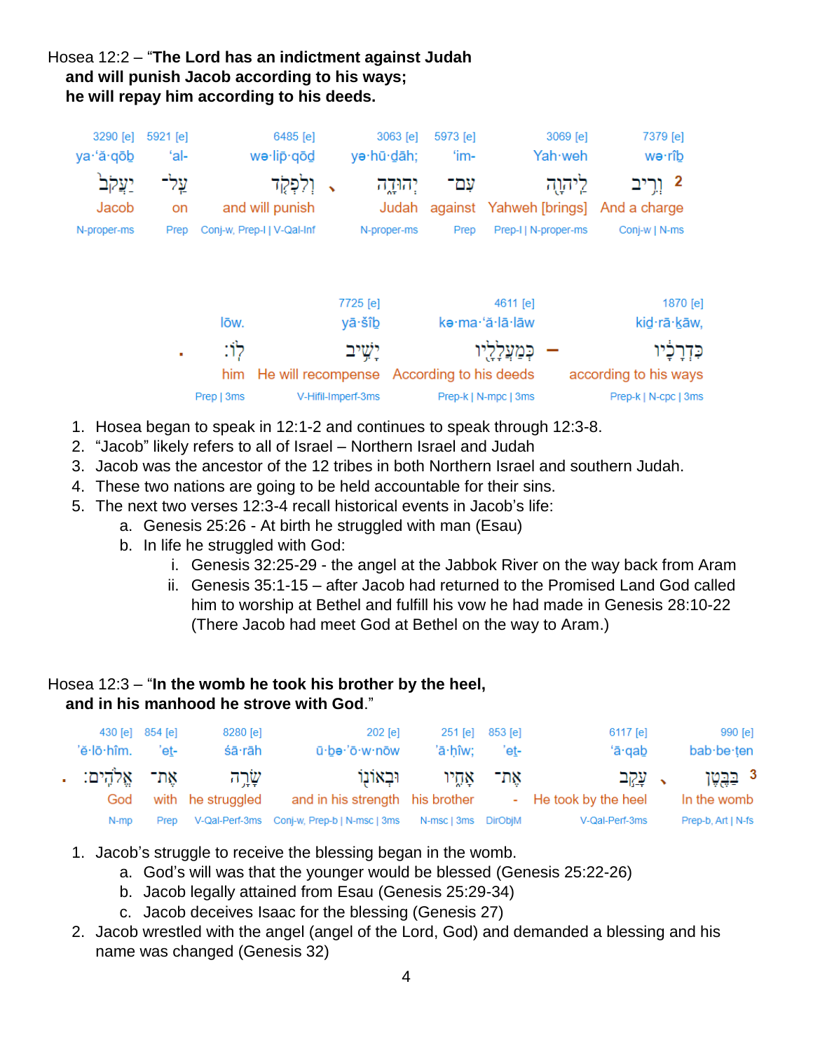Hosea 12:2 – "**The Lord has an indictment against Judah**
**and will punish Jacob according to his ways;**
**he will repay him according to his deeds.**

| 3290 [e] | 5921 [e] | 6485 [e] | 3063 [e] | 5973 [e] | 3069 [e] | 7379 [e] |
|---|---|---|---|---|---|---|
| ya·'ă·qōḇ | 'al- | wə·lip̄·qōḏ | yə·hū·ḏāh; | 'im- | Yah·weh | wə·rîḇ |
| יַעֲקֹב | עַל־ | וְלִפְקֹד ، | יְהוּדָה | עִם־ | לַיהוָה | 2 וְרִיב |
| Jacob | on | and will punish | Judah | against | Yahweh [brings] | And a charge |
| N-proper-ms | Prep | Conj-w, Prep-l \| V-Qal-Inf | N-proper-ms | Prep | Prep-l \| N-proper-ms | Conj-w \| N-ms |

| | 7725 [e] | 4611 [e] | 1870 [e] |
|---|---|---|---|
| lōw. | yā·šîḇ | kə·ma·'ă·lā·lāw | kiḏ·rā·ḵāw, |
| . לוֹ׃ | יָשִׁיב | כְּמַעֲלָלָיו – | כִּדְרָכָיו |
| him | He will recompense | According to his deeds | according to his ways |
| Prep \| 3ms | V-Hifil-Imperf-3ms | Prep-k \| N-mpc \| 3ms | Prep-k \| N-cpc \| 3ms |

1. Hosea began to speak in 12:1-2 and continues to speak through 12:3-8.
2. "Jacob" likely refers to all of Israel – Northern Israel and Judah
3. Jacob was the ancestor of the 12 tribes in both Northern Israel and southern Judah.
4. These two nations are going to be held accountable for their sins.
5. The next two verses 12:3-4 recall historical events in Jacob's life:
   a. Genesis 25:26 - At birth he struggled with man (Esau)
   b. In life he struggled with God:
      i. Genesis 32:25-29 - the angel at the Jabbok River on the way back from Aram
      ii. Genesis 35:1-15 – after Jacob had returned to the Promised Land God called him to worship at Bethel and fulfill his vow he had made in Genesis 28:10-22 (There Jacob had meet God at Bethel on the way to Aram.)

Hosea 12:3 – "**In the womb he took his brother by the heel,**
**and in his manhood he strove with God**."

| 430 [e] | 854 [e] | 8280 [e] | 202 [e] | 251 [e] | 853 [e] | 6117 [e] | 990 [e] |
|---|---|---|---|---|---|---|---|
| 'ĕ·lō·hîm. | 'eṯ- | śā·rāh | ū·ḇə·'ō·w·nōw | 'ā·ḥîw; | 'eṯ- | 'ā·qaḇ | bab·be·ṭen |
| . אֱלֹהִים׃ | אֶת־ | שָׂרָה | וּבְאוֹנוֹ | אָחִיו | אֶת־ | עָקַב ، | 3 בַּבֶּטֶן |
| God | with | he struggled | and in his strength | his brother | - | He took by the heel | In the womb |
| N-mp | Prep | V-Qal-Perf-3ms | Conj-w, Prep-b \| N-msc \| 3ms | N-msc \| 3ms | DirObjM | V-Qal-Perf-3ms | Prep-b, Art \| N-fs |

1. Jacob's struggle to receive the blessing began in the womb.
   a. God's will was that the younger would be blessed (Genesis 25:22-26)
   b. Jacob legally attained from Esau (Genesis 25:29-34)
   c. Jacob deceives Isaac for the blessing (Genesis 27)
2. Jacob wrestled with the angel (angel of the Lord, God) and demanded a blessing and his name was changed (Genesis 32)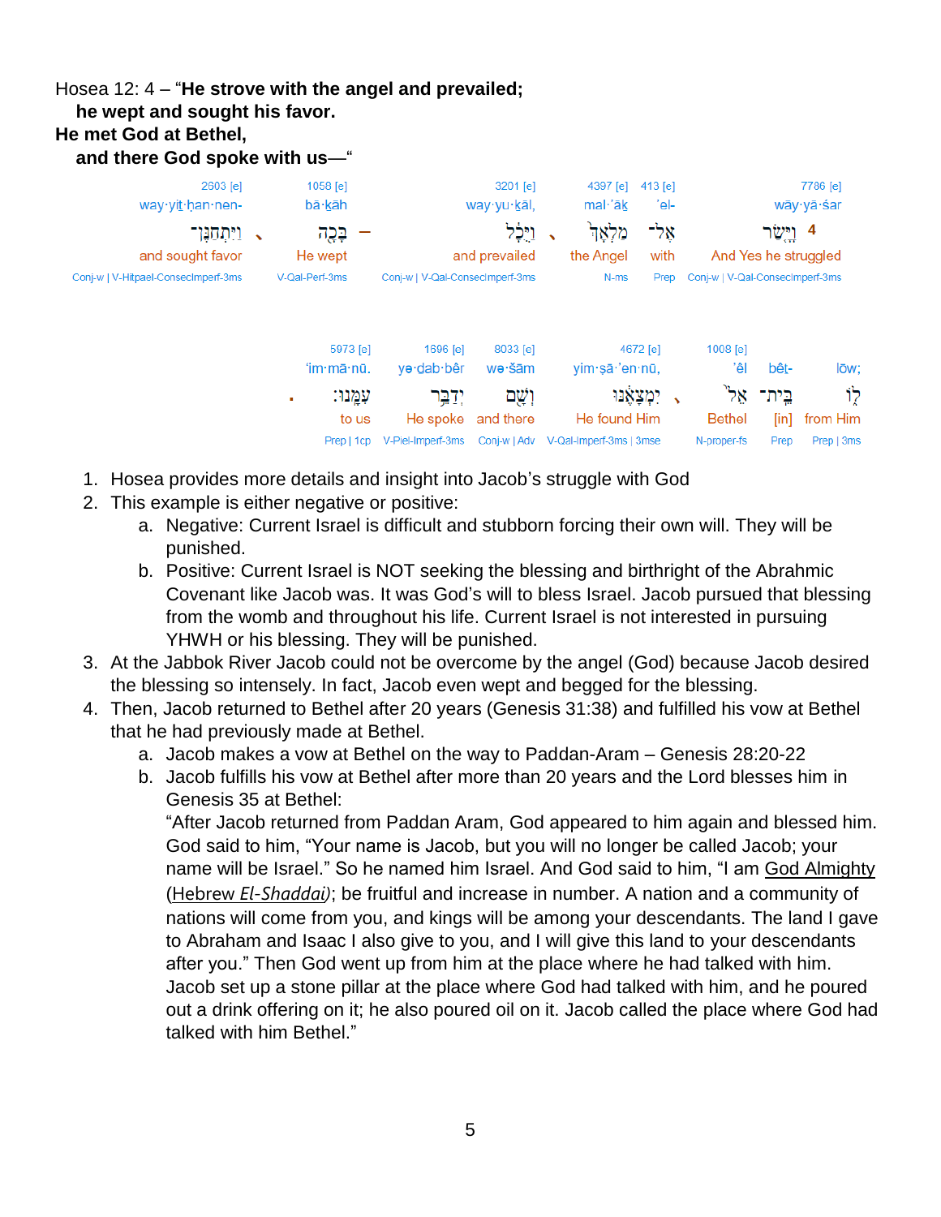Hosea 12: 4 – “**He strove with the angel and prevailed;**
**he wept and sought his favor.**
**He met God at Bethel,**
**and there God spoke with us**—“

| 2603 [e] | 1058 [e] | 3201 [e] | 4397 [e] | 413 [e] | 7786 [e] |
|---|---|---|---|---|---|
| way·yiṯ·ḥan·nen- | bā·ḵāh | way·yu·ḵāl, | mal·’āḵ | ’el- | wāy·yā·śar |
| וַיִּתְחַנֶּן־ ، | בָּכָה – | וַיֻּכָל ، | מַלְאָךְ | אֶל־ | 4 וַיָּשַׂר |
| and sought favor | He wept | and prevailed | the Angel | with | And Yes he struggled |
| Conj-w \| V-Hitpael-ConsecImperf-3ms | V-Qal-Perf-3ms | Conj-w \| V-Qal-ConsecImperf-3ms | N-ms | Prep | Conj-w \| V-Qal-ConsecImperf-3ms |

| 5973 [e] | 1696 [e] | 8033 [e] | 4672 [e] | 1008 [e] | | |
|---|---|---|---|---|---|---|
| ‘im·mā·nū. | yə·dab·bêr | wə·šām | yim·ṣā·’en·nū, | ’êl | bêṯ- | lōw; |
| עִמָּנוּ׃ . | יְדַבֵּר | וְשָׁם | יִמְצָאֶנּוּ ، | אֵל | בֵּית־ | לוֹ |
| to us | He spoke | and there | He found Him | Bethel | [in] | from Him |
| Prep \| 1cp | V-Piel-Imperf-3ms | Conj-w \| Adv | V-Qal-Imperf-3ms \| 3mse | N-proper-fs | Prep | Prep \| 3ms |

1. Hosea provides more details and insight into Jacob’s struggle with God
2. This example is either negative or positive:
   a. Negative: Current Israel is difficult and stubborn forcing their own will. They will be punished.
   b. Positive: Current Israel is NOT seeking the blessing and birthright of the Abrahmic Covenant like Jacob was. It was God’s will to bless Israel. Jacob pursued that blessing from the womb and throughout his life. Current Israel is not interested in pursuing YHWH or his blessing. They will be punished.
3. At the Jabbok River Jacob could not be overcome by the angel (God) because Jacob desired the blessing so intensely. In fact, Jacob even wept and begged for the blessing.
4. Then, Jacob returned to Bethel after 20 years (Genesis 31:38) and fulfilled his vow at Bethel that he had previously made at Bethel.
   a. Jacob makes a vow at Bethel on the way to Paddan-Aram – Genesis 28:20-22
   b. Jacob fulfills his vow at Bethel after more than 20 years and the Lord blesses him in Genesis 35 at Bethel:
   “After Jacob returned from Paddan Aram, God appeared to him again and blessed him. God said to him, “Your name is Jacob, but you will no longer be called Jacob; your name will be Israel.” So he named him Israel. And God said to him, “I am God Almighty (Hebrew *El-Shaddai*); be fruitful and increase in number. A nation and a community of nations will come from you, and kings will be among your descendants. The land I gave to Abraham and Isaac I also give to you, and I will give this land to your descendants after you.” Then God went up from him at the place where he had talked with him. Jacob set up a stone pillar at the place where God had talked with him, and he poured out a drink offering on it; he also poured oil on it. Jacob called the place where God had talked with him Bethel.”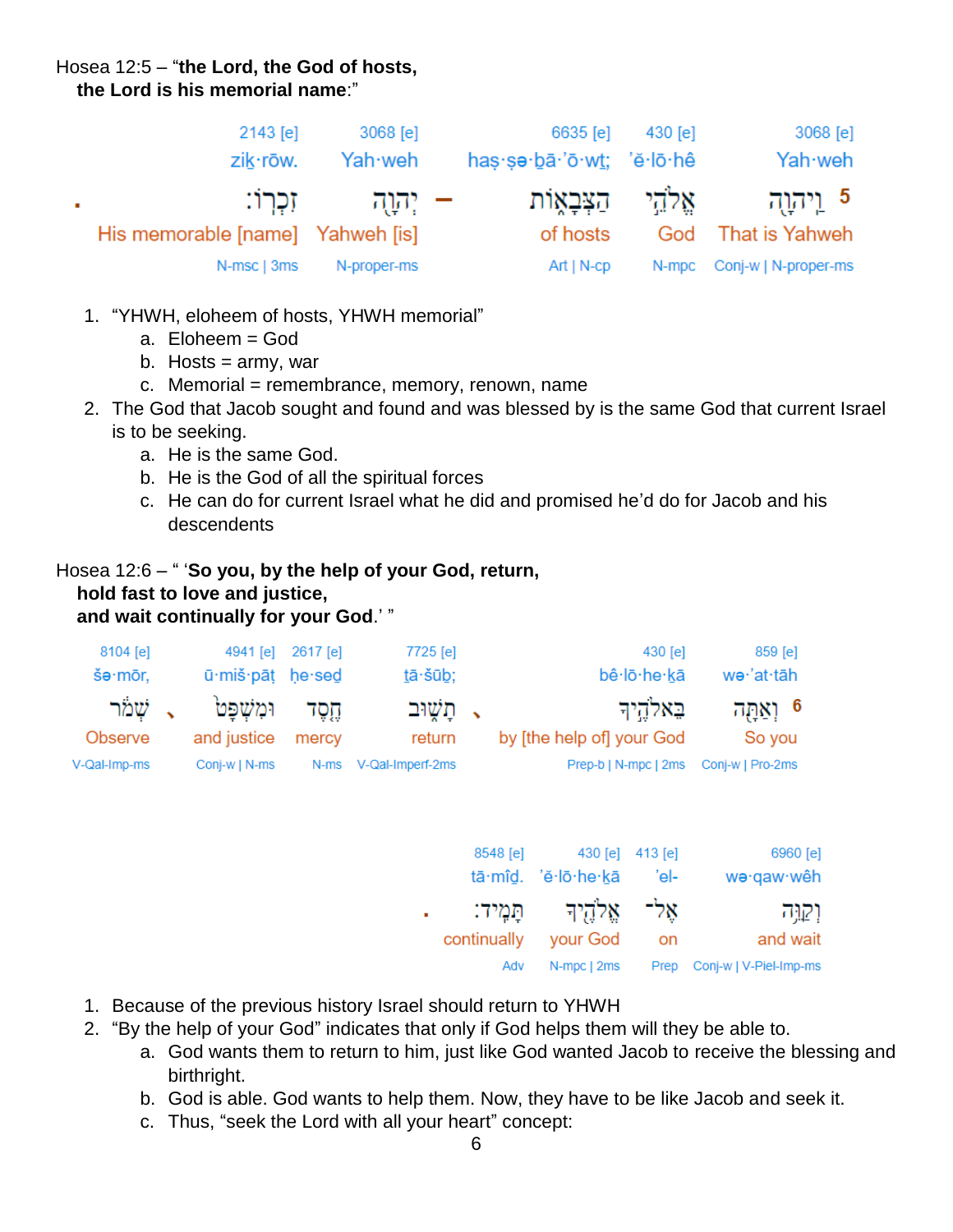Hosea 12:5 – "**the Lord, the God of hosts,**
**the Lord is his memorial name**:"

| | 2143 [e] | 3068 [e] | | 6635 [e] | 430 [e] | 3068 [e] |
|---|---|---|---|---|---|---|
| | zik·rōw. | Yah·weh | | haṣ·ṣə·ḇā·'ō·wṯ; | 'ĕ·lō·hê | Yah·weh |
| . | זִכְרֽוֹ׃ | יְהוָ֖ה | – | הַצְּבָא֑וֹת | אֱלֹהֵ֣י | 5 וַיהוָ֖ה |
| | His memorable [name] | Yahweh [is] | | of hosts | God | That is Yahweh |
| | N-msc \| 3ms | N-proper-ms | | Art \| N-cp | N-mpc | Conj-w \| N-proper-ms |

1. "YHWH, eloheem of hosts, YHWH memorial"
   a. Eloheem = God
   b. Hosts = army, war
   c. Memorial = remembrance, memory, renown, name
2. The God that Jacob sought and found and was blessed by is the same God that current Israel is to be seeking.
   a. He is the same God.
   b. He is the God of all the spiritual forces
   c. He can do for current Israel what he did and promised he'd do for Jacob and his descendents

Hosea 12:6 – " '**So you, by the help of your God, return,**
**hold fast to love and justice,**
**and wait continually for your God**.' "

| 8104 [e] | | 4941 [e] | 2617 [e] | 7725 [e] | | 430 [e] | 859 [e] |
|---|---|---|---|---|---|---|---|
| šə·mōr, | | ū·miš·pāṭ | ḥe·seḏ | tā·šūḇ; | | bê·lō·he·ḵā | wə·'at·tāh |
| שְׁמֹ֔ר | ، | וּמִשְׁפָּט֙ | חֶ֤סֶד | תָשׁ֑וּב | ، | בֵּאלֹהֶ֣יךָ | 6 וְאַתָּ֖ה |
| Observe | | and justice | mercy | return | | by [the help of] your God | So you |
| V-Qal-Imp-ms | | Conj-w \| N-ms | N-ms | V-Qal-Imperf-2ms | | Prep-b \| N-mpc \| 2ms | Conj-w \| Pro-2ms |

| | 8548 [e] | 430 [e] | 413 [e] | 6960 [e] |
|---|---|---|---|---|
| | tā·mîḏ. | 'ĕ·lō·he·ḵā | 'el- | wə·qaw·wêh |
| . | תָּמִֽיד׃ | אֱלֹהֶ֖יךָ | אֶל־ | וְקַוֵּ֥ה |
| | continually | your God | on | and wait |
| | Adv | N-mpc \| 2ms | Prep | Conj-w \| V-Piel-Imp-ms |

1. Because of the previous history Israel should return to YHWH
2. "By the help of your God" indicates that only if God helps them will they be able to.
   a. God wants them to return to him, just like God wanted Jacob to receive the blessing and birthright.
   b. God is able. God wants to help them. Now, they have to be like Jacob and seek it.
   c. Thus, "seek the Lord with all your heart" concept: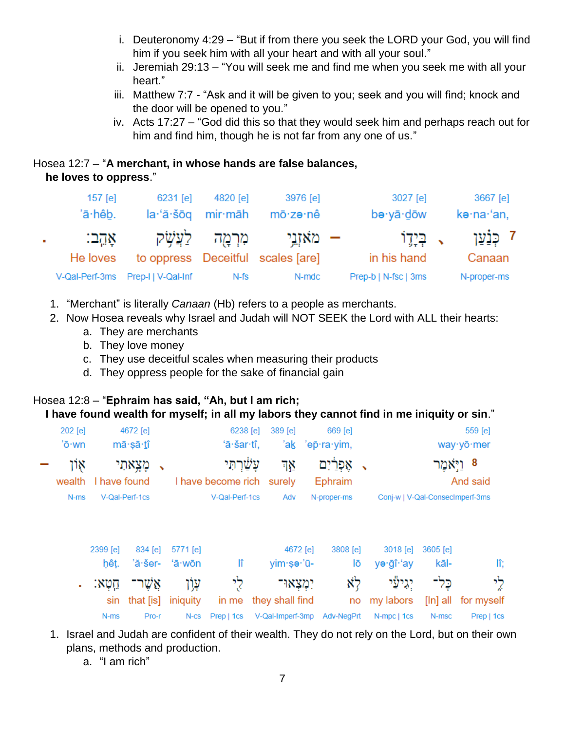i. Deuteronomy 4:29 – "But if from there you seek the LORD your God, you will find him if you seek him with all your heart and with all your soul."
ii. Jeremiah 29:13 – "You will seek me and find me when you seek me with all your heart."
iii. Matthew 7:7 - "Ask and it will be given to you; seek and you will find; knock and the door will be opened to you."
iv. Acts 17:27 – "God did this so that they would seek him and perhaps reach out for him and find him, though he is not far from any one of us."

Hosea 12:7 – "**A merchant, in whose hands are false balances, he loves to oppress**."

| 157 [e] | 6231 [e] | 4820 [e] | 3976 [e] | 3027 [e] | 3667 [e] |
|---|---|---|---|---|---|
| ’ā·hêḇ. | la·‘ă·šōq | mir·māh | mō·zə·nê | bə·yā·ḏōw | kə·na·‘an, |
| אָהֵֽב׃ | לַעֲשֹׁ֖ק | מִרְמָ֑ה | מֹאזְנֵ֣י – | בְּיָד֛וֹ ، | כְּנַ֗עַן 7 |
| He loves | to oppress | Deceitful | scales [are] | in his hand | Canaan |
| V-Qal-Perf-3ms | Prep-l \| V-Qal-Inf | N-fs | N-mdc | Prep-b \| N-fsc \| 3ms | N-proper-ms |

1. "Merchant" is literally *Canaan* (Hb) refers to a people as merchants.
2. Now Hosea reveals why Israel and Judah will NOT SEEK the Lord with ALL their hearts:
   a. They are merchants
   b. They love money
   c. They use deceitful scales when measuring their products
   d. They oppress people for the sake of financial gain

Hosea 12:8 – "**Ephraim has said, "Ah, but I am rich; I have found wealth for myself; in all my labors they cannot find in me iniquity or sin**."

| 202 [e] | 4672 [e] | 6238 [e] | 389 [e] | 669 [e] | 559 [e] |
|---|---|---|---|---|---|
| ’ō·wn | mā·ṣā·ṯî | ‘ā·šar·tî, | ’aḵ | ’ep̄·ra·yim, | way·yō·mer |
| – אֹ֣ון | מָצָ֥אתִי ، | עָשַׁ֔רְתִּי | אַ֣ךְ | אֶפְרַ֔יִם ، | וַיֹּ֣אמֶר 8 |
| wealth | I have found | I have become rich | surely | Ephraim | And said |
| N-ms | V-Qal-Perf-1cs | V-Qal-Perf-1cs | Adv | N-proper-ms | Conj-w \| V-Qal-ConsecImperf-3ms |

| 2399 [e] | 834 [e] | 5771 [e] | | 4672 [e] | 3808 [e] | 3018 [e] | 3605 [e] | |
|---|---|---|---|---|---|---|---|---|
| ḥêṭ. | ’ă·šer- | ‘ā·wōn | lî | yim·ṣə·’ū- | lō | yə·ḡî·‘ay | kāl- | lî; |
| חֵֽטְא׃ | אֲשֶׁר־ | עָוֺ֖ן | לִ֑י | יִמְצְאוּ־ | לֹ֥א | יְגִיעַ֔י | כָּל־ | לִ֑י |
| sin | that [is] | iniquity | in me | they shall find | no | my labors | [In] all | for myself |
| N-ms | Pro-r | N-cs | Prep \| 1cs | V-Qal-Imperf-3mp | Adv-NegPrt | N-mpc \| 1cs | N-msc | Prep \| 1cs |

1. Israel and Judah are confident of their wealth. They do not rely on the Lord, but on their own plans, methods and production.
   a. "I am rich"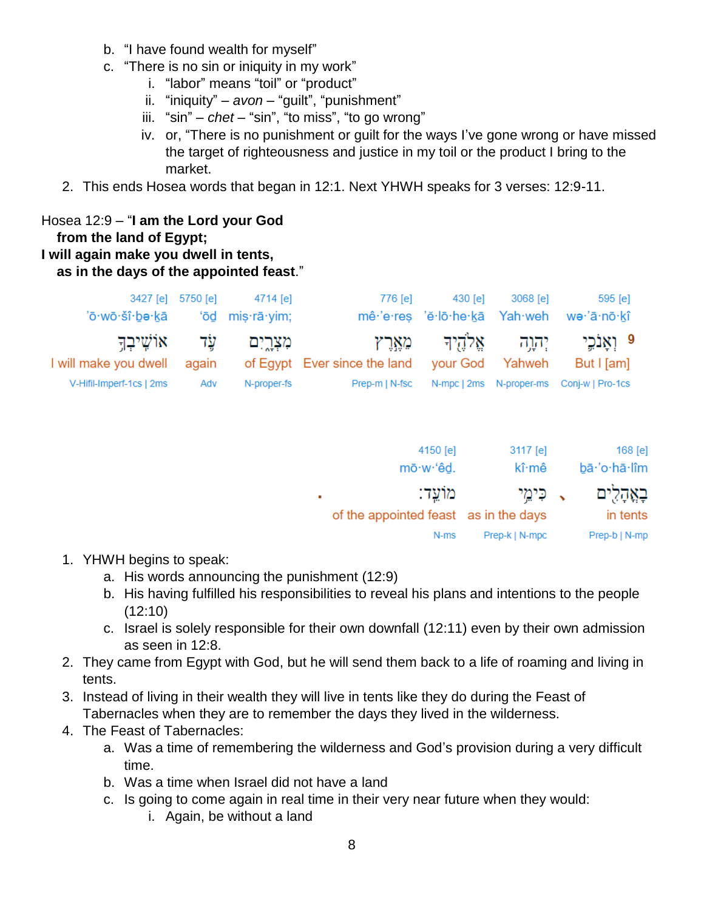b. "I have found wealth for myself"
c. "There is no sin or iniquity in my work"
    i. "labor" means "toil" or "product"
    ii. "iniquity" – *avon* – "guilt", "punishment"
    iii. "sin" – *chet* – "sin", "to miss", "to go wrong"
    iv. or, "There is no punishment or guilt for the ways I've gone wrong or have missed the target of righteousness and justice in my toil or the product I bring to the market.

2. This ends Hosea words that began in 12:1. Next YHWH speaks for 3 verses: 12:9-11.

Hosea 12:9 – "**I am the Lord your God**
   **from the land of Egypt;**
**I will again make you dwell in tents,**
   **as in the days of the appointed feast**."

| 3427 [e] | 5750 [e] | 4714 [e] | 776 [e] | 430 [e] | 3068 [e] | 595 [e] |
|---|---|---|---|---|---|---|
| 'ō·wō·šî·ḇə·ḵā | 'ōḏ | miṣ·rā·yim; | mê·'e·reṣ | 'ĕ·lō·he·ḵā | Yah·weh | wə·'ā·nō·ḵî |
| אוֹשִׁיבְךָ֥ | עֹ֛ד | מִצְרָ֑יִם | מֵאֶ֣רֶץ | אֱלֹהֶ֖יךָ | יְהוָ֥ה | 9 וְאָנֹכִ֛י |
| I will make you dwell | again | of Egypt | Ever since the land | your God | Yahweh | But I [am] |
| V-Hifil-Imperf-1cs \| 2ms | Adv | N-proper-fs | Prep-m \| N-fsc | N-mpc \| 2ms | N-proper-ms | Conj-w \| Pro-1cs |

| 4150 [e] | 3117 [e] | 168 [e] |
|---|---|---|
| mō·w·'êḏ. | kî·mê | bā·'o·hā·lîm |
| מוֹעֵֽד׃ | כִּימֵ֥י | בָּאֳהָלִ֖ים |
| of the appointed feast | as in the days | in tents |
| N-ms | Prep-k \| N-mpc | Prep-b \| N-mp |

1. YHWH begins to speak:
    a. His words announcing the punishment (12:9)
    b. His having fulfilled his responsibilities to reveal his plans and intentions to the people (12:10)
    c. Israel is solely responsible for their own downfall (12:11) even by their own admission as seen in 12:8.
2. They came from Egypt with God, but he will send them back to a life of roaming and living in tents.
3. Instead of living in their wealth they will live in tents like they do during the Feast of Tabernacles when they are to remember the days they lived in the wilderness.
4. The Feast of Tabernacles:
    a. Was a time of remembering the wilderness and God's provision during a very difficult time.
    b. Was a time when Israel did not have a land
    c. Is going to come again in real time in their very near future when they would:
        i. Again, be without a land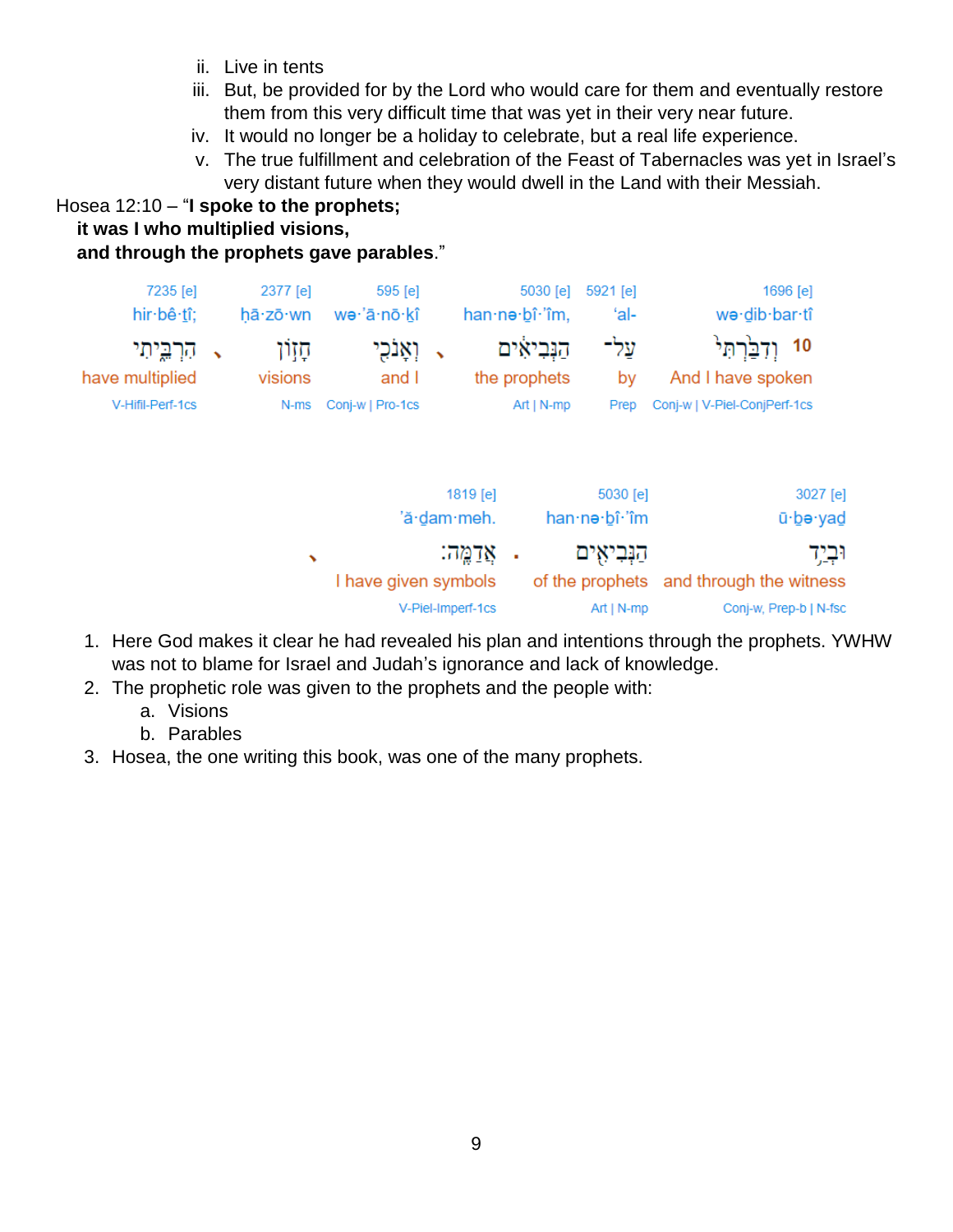ii. Live in tents

iii. But, be provided for by the Lord who would care for them and eventually restore them from this very difficult time that was yet in their very near future.

iv. It would no longer be a holiday to celebrate, but a real life experience.

v. The true fulfillment and celebration of the Feast of Tabernacles was yet in Israel's very distant future when they would dwell in the Land with their Messiah.

Hosea 12:10 – "**I spoke to the prophets;**
**it was I who multiplied visions,**
**and through the prophets gave parables**."

| 7235 [e] | 2377 [e] | 595 [e] | 5030 [e] | 5921 [e] | 1696 [e] |
|---|---|---|---|---|---|
| hir·bê·ṯî; | ḥā·zō·wn | wə·’ā·nō·ḵî | han·nə·ḇî·’îm, | ‘al- | wə·ḏib·bar·tî |
| הִרְבֵּ֑יתִי ، | חָז֖וֹן | וְאָנֹכִ֥י ، | הַנְּבִיאִ֔ים | עַל־ | 10 וְדִבַּ֙רְתִּי֙ |
| have multiplied | visions | and I | the prophets | by | And I have spoken |
| V-Hifil-Perf-1cs | N-ms | Conj-w \| Pro-1cs | Art \| N-mp | Prep | Conj-w \| V-Piel-ConjPerf-1cs |

| 1819 [e] | 5030 [e] | 3027 [e] |
|---|---|---|
| ’ă·ḏam·meh. | han·nə·ḇî·’îm | ū·ḇə·yaḏ |
| ، אֲדַמֶּֽה׃ | . הַנְּבִיאִ֖ים | וּבְיַ֥ד |
| I have given symbols | of the prophets | and through the witness |
| V-Piel-Imperf-1cs | Art \| N-mp | Conj-w, Prep-b \| N-fsc |

1. Here God makes it clear he had revealed his plan and intentions through the prophets. YWHW was not to blame for Israel and Judah's ignorance and lack of knowledge.
2. The prophetic role was given to the prophets and the people with:
   a. Visions
   b. Parables
3. Hosea, the one writing this book, was one of the many prophets.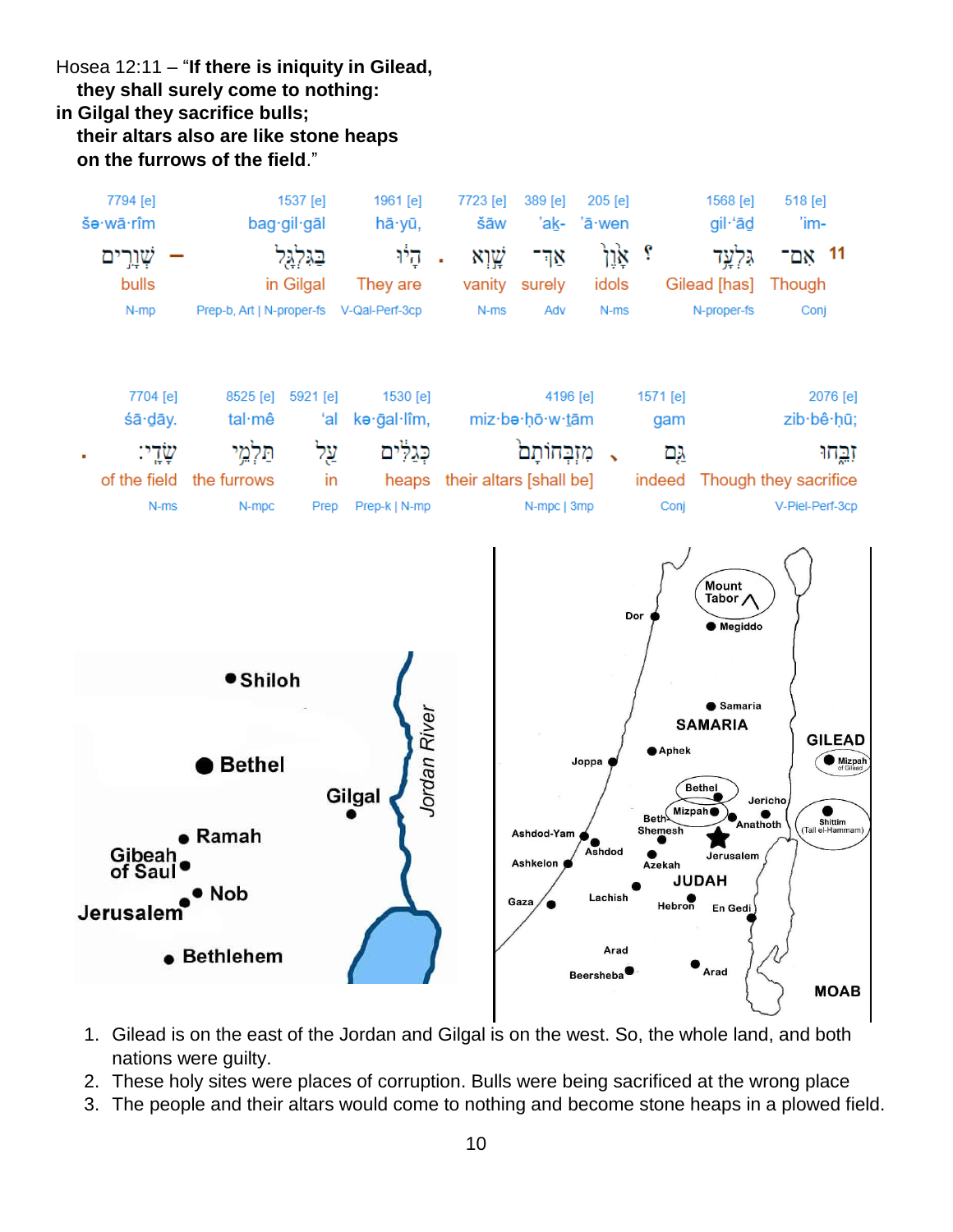Hosea 12:11 – "**If there is iniquity in Gilead,**
**they shall surely come to nothing:**
**in Gilgal they sacrifice bulls;**
**their altars also are like stone heaps**
**on the furrows of the field**."

| 7794 [e] | | 1537 [e] | 1961 [e] | | 7723 [e] | 389 [e] | 205 [e] | | 1568 [e] | 518 [e] | |
|---|---|---|---|---|---|---|---|---|---|---|---|
| šə·wā·rîm | | bag·gil·gāl | hā·yū, | | šāw | 'ak- | 'ā·wen | | gil·'āḏ | 'im- | |
| שְׁוָרִ֣ים | – | בַּגִּלְגָּ֖ל | הָי֔וּ | . | שָׁ֣וְא | אַךְ־ | אָ֤וֶן | ? | גִּלְעָ֥ד | אִם־ | 11 |
| bulls | | in Gilgal | They are | | vanity | surely | idols | | Gilead [has] | Though | |
| N-mp | | Prep-b, Art \| N-proper-fs | V-Qal-Perf-3cp | | N-ms | Adv | N-ms | | N-proper-fs | Conj | |

| | 7704 [e] | 8525 [e] | 5921 [e] | 1530 [e] | 4196 [e] | | 1571 [e] | 2076 [e] |
|---|---|---|---|---|---|---|---|---|
| | śā·ḏāy. | tal·mê | 'al | kə·ḡal·lîm, | miz·bə·ḥō·w·ṯām | | gam | zib·bê·ḥū; |
| . | שָׂדָֽי׃ | תַּלְמֵ֥י | עַ֖ל | כְּגַלִּ֔ים | מִזְבְּחוֹתָם֙ | ، | גַּ֚ם | זִבֵּ֑חוּ |
| | of the field | the furrows | in | heaps | their altars [shall be] | | indeed | Though they sacrifice |
| | N-ms | N-mpc | Prep | Prep-k \| N-mp | N-mpc \| 3mp | | Conj | V-Piel-Perf-3cp |

1. Gilead is on the east of the Jordan and Gilgal is on the west. So, the whole land, and both nations were guilty.
2. These holy sites were places of corruption. Bulls were being sacrificed at the wrong place
3. The people and their altars would come to nothing and become stone heaps in a plowed field.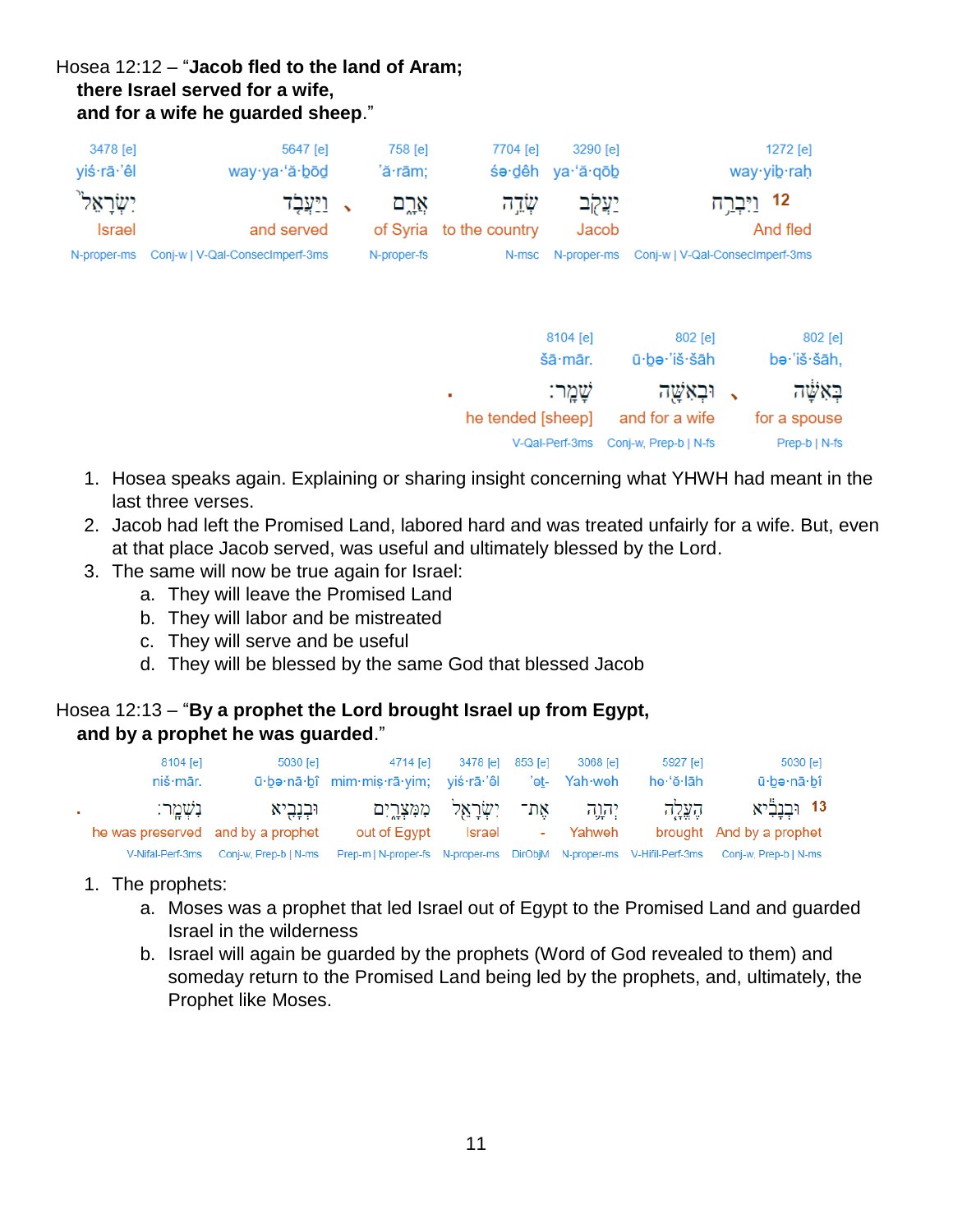Hosea 12:12 – "**Jacob fled to the land of Aram;**
**there Israel served for a wife,**
**and for a wife he guarded sheep**."

| 3478 [e] | 5647 [e] | 758 [e] | 7704 [e] | 3290 [e] | 1272 [e] |
|---|---|---|---|---|---|
| yiś·rā·'êl | way·ya·'ă·ḇōḏ | 'ă·rām; | śə·ḏêh | ya·'ă·qōḇ | way·yiḇ·raḥ |
| יִשְׂרָאֵל֙ | וַיַּעֲבֹ֤ד | אֲרָ֑ם ، | שְׂדֵ֣ה | יַעֲקֹ֖ב | 12 וַיִּבְרַ֥ח |
| Israel | and served | of Syria | to the country | Jacob | And fled |
| N-proper-ms | Conj-w \| V-Qal-ConsecImperf-3ms | N-proper-fs | N-msc | N-proper-ms | Conj-w \| V-Qal-ConsecImperf-3ms |

| 8104 [e] | 802 [e] | 802 [e] |
|---|---|---|
| šā·mār. | ū·ḇə·'iš·šāh | bə·'iš·šāh, |
| שָׁמָֽר׃ . | וּבְאִשָּׁ֖ה ، | בְּאִשָּׁ֔ה |
| he tended [sheep] | and for a wife | for a spouse |
| V-Qal-Perf-3ms | Conj-w, Prep-b \| N-fs | Prep-b \| N-fs |

1. Hosea speaks again. Explaining or sharing insight concerning what YHWH had meant in the last three verses.
2. Jacob had left the Promised Land, labored hard and was treated unfairly for a wife. But, even at that place Jacob served, was useful and ultimately blessed by the Lord.
3. The same will now be true again for Israel:
   a. They will leave the Promised Land
   b. They will labor and be mistreated
   c. They will serve and be useful
   d. They will be blessed by the same God that blessed Jacob

Hosea 12:13 – "**By a prophet the Lord brought Israel up from Egypt,**
**and by a prophet he was guarded**."

| 8104 [e] | 5030 [e] | 4714 [e] | 3478 [e] | 853 [e] | 3068 [e] | 5927 [e] | 5030 [e] |
|---|---|---|---|---|---|---|---|
| niš·mār. | ū·ḇə·nā·ḇî | mim·miṣ·rā·yim; | yiś·rā·'êl | 'eṯ- | Yah·weh | he·'ĕ·lāh | ū·ḇə·nā·ḇî |
| נִשְׁמָֽר׃ . | וּבְנָבִ֖יא | מִמִּצְרָ֑יִם | יִשְׂרָאֵ֖ל | אֶת־ | יְהוָ֛ה | הֶעֱלָ֧ה | 13 וּבְנָבִ֗יא |
| he was preserved | and by a prophet | out of Egypt | Israel | - | Yahweh | brought | And by a prophet |
| V-Nifal-Perf-3ms | Conj-w, Prep-b \| N-ms | Prep-m \| N-proper-fs | N-proper-ms | DirObjM | N-proper-ms | V-Hifil-Perf-3ms | Conj-w, Prep-b \| N-ms |

1. The prophets:
   a. Moses was a prophet that led Israel out of Egypt to the Promised Land and guarded Israel in the wilderness
   b. Israel will again be guarded by the prophets (Word of God revealed to them) and someday return to the Promised Land being led by the prophets, and, ultimately, the Prophet like Moses.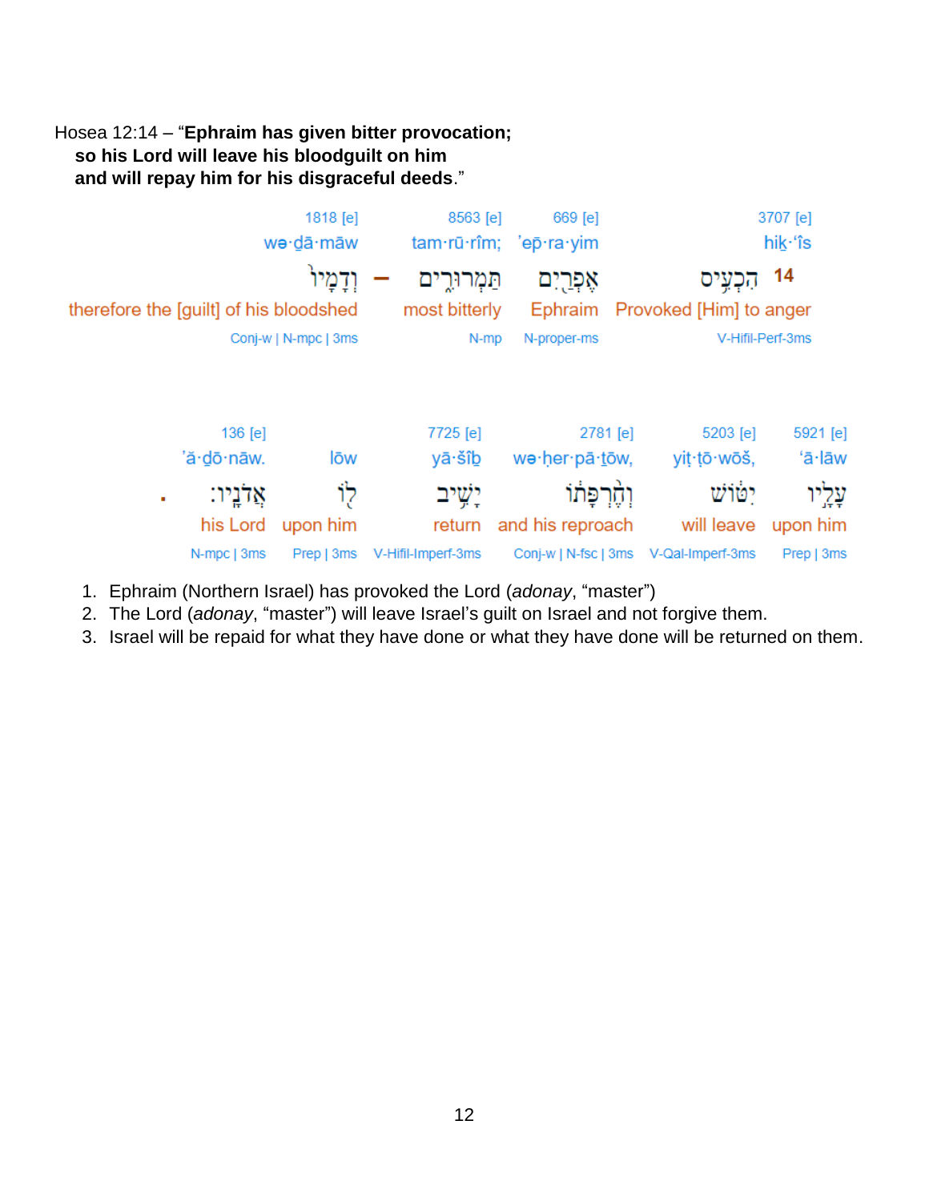Hosea 12:14 – "**Ephraim has given bitter provocation;**
**so his Lord will leave his bloodguilt on him**
**and will repay him for his disgraceful deeds**."

| | | | |
|---|---|---|---|
| 1818 [e] | 8563 [e] | 669 [e] | 3707 [e] |
| wə·ḏā·māw | tam·rū·rîm; | 'ep̄·ra·yim | hiḵ·'îs |
| וְדָמָיו – | תַּמְרוּרִ֑ים | אֶפְרַ֖יִם | 14 הִכְעִ֥יס |
| therefore the [guilt] of his bloodshed | most bitterly | Ephraim | Provoked [Him] to anger |
| Conj-w \| N-mpc \| 3ms | N-mp | N-proper-ms | V-Hifil-Perf-3ms |

| | | | | | |
|---|---|---|---|---|---|
| 136 [e] | | 7725 [e] | 2781 [e] | 5203 [e] | 5921 [e] |
| 'ă·ḏō·nāw. | lōw | yā·šîḇ | wə·ḥer·pā·ṯōw, | yiṭ·ṭō·wōš, | 'ā·lāw |
| אֲדֹנָֽיו׃ . | ל֖וֹ | יָשִׁ֥יב | וְחֶ֨רְפָּת֔וֹ | יִטּ֔וֹשׁ | עָלָ֣יו |
| his Lord | upon him | return | and his reproach | will leave | upon him |
| N-mpc \| 3ms | Prep \| 3ms | V-Hifil-Imperf-3ms | Conj-w \| N-fsc \| 3ms | V-Qal-Imperf-3ms | Prep \| 3ms |

1. Ephraim (Northern Israel) has provoked the Lord (*adonay*, "master")
2. The Lord (*adonay*, "master") will leave Israel's guilt on Israel and not forgive them.
3. Israel will be repaid for what they have done or what they have done will be returned on them.